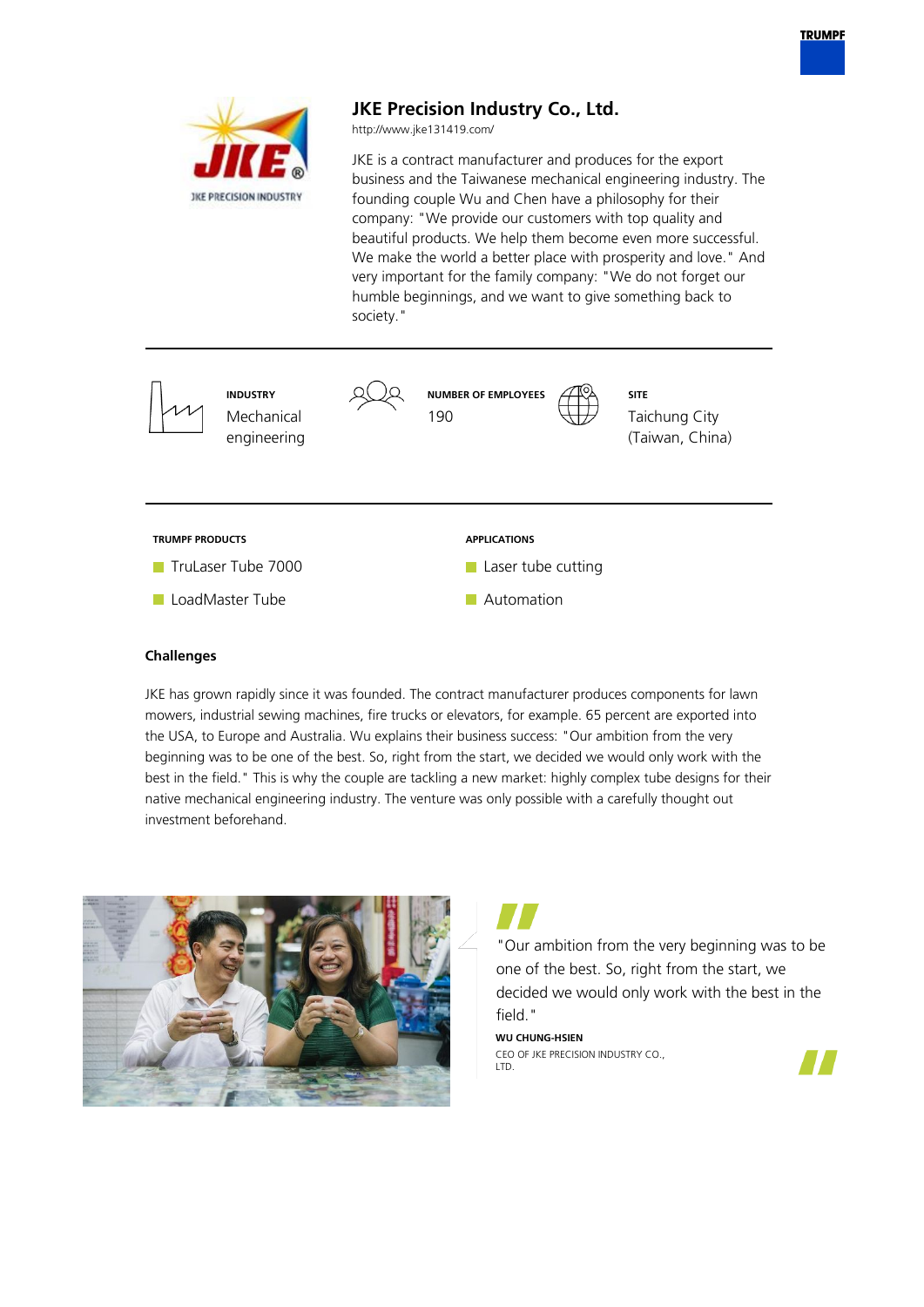# JKE Precision Industry Co., Ltd.

http://www.jke131419.com/

JKE is a contract manufacturer and produces for the export business and the Taiwanese mechanical engineering industry. The founding couple Wu and Chen have a philosophy for their company: "We provide our customers with top quality and beautiful products. We help them become even more successful. We make the world a better place with prosperity and love." And very important for the family company: "We do not forget our humble beginnings, and we want to give something back to society."

**INDUSTRY**
Mechanical engineering

**NUMBER OF EMPLOYEES**
190

**SITE**
Taichung City (Taiwan, China)

**TRUMPF PRODUCTS**

- TruLaser Tube 7000
- LoadMaster Tube

**APPLICATIONS**

- Laser tube cutting
- Automation

### Challenges

JKE has grown rapidly since it was founded. The contract manufacturer produces components for lawn mowers, industrial sewing machines, fire trucks or elevators, for example. 65 percent are exported into the USA, to Europe and Australia. Wu explains their business success: "Our ambition from the very beginning was to be one of the best. So, right from the start, we decided we would only work with the best in the field." This is why the couple are tackling a new market: highly complex tube designs for their native mechanical engineering industry. The venture was only possible with a carefully thought out investment beforehand.

> "Our ambition from the very beginning was to be one of the best. So, right from the start, we decided we would only work with the best in the field."
>
> **WU CHUNG-HSIEN**
> CEO OF JKE PRECISION INDUSTRY CO., LTD.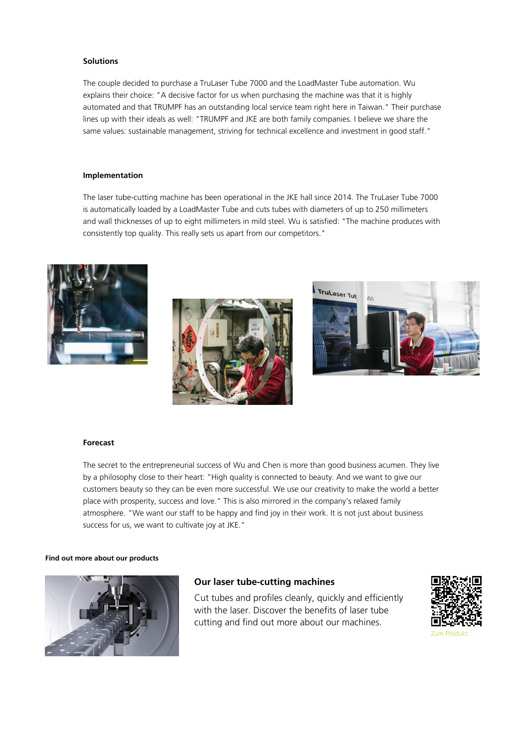### Solutions

The couple decided to purchase a TruLaser Tube 7000 and the LoadMaster Tube automation. Wu explains their choice: "A decisive factor for us when purchasing the machine was that it is highly automated and that TRUMPF has an outstanding local service team right here in Taiwan." Their purchase lines up with their ideals as well: "TRUMPF and JKE are both family companies. I believe we share the same values: sustainable management, striving for technical excellence and investment in good staff."

### Implementation

The laser tube-cutting machine has been operational in the JKE hall since 2014. The TruLaser Tube 7000 is automatically loaded by a LoadMaster Tube and cuts tubes with diameters of up to 250 millimeters and wall thicknesses of up to eight millimeters in mild steel. Wu is satisfied: "The machine produces with consistently top quality. This really sets us apart from our competitors."

### Forecast

The secret to the entrepreneurial success of Wu and Chen is more than good business acumen. They live by a philosophy close to their heart: "High quality is connected to beauty. And we want to give our customers beauty so they can be even more successful. We use our creativity to make the world a better place with prosperity, success and love." This is also mirrored in the company's relaxed family atmosphere. "We want our staff to be happy and find joy in their work. It is not just about business success for us, we want to cultivate joy at JKE."

**Find out more about our products**

### Our laser tube-cutting machines

Cut tubes and profiles cleanly, quickly and efficiently with the laser. Discover the benefits of laser tube cutting and find out more about our machines.

Zum Produkt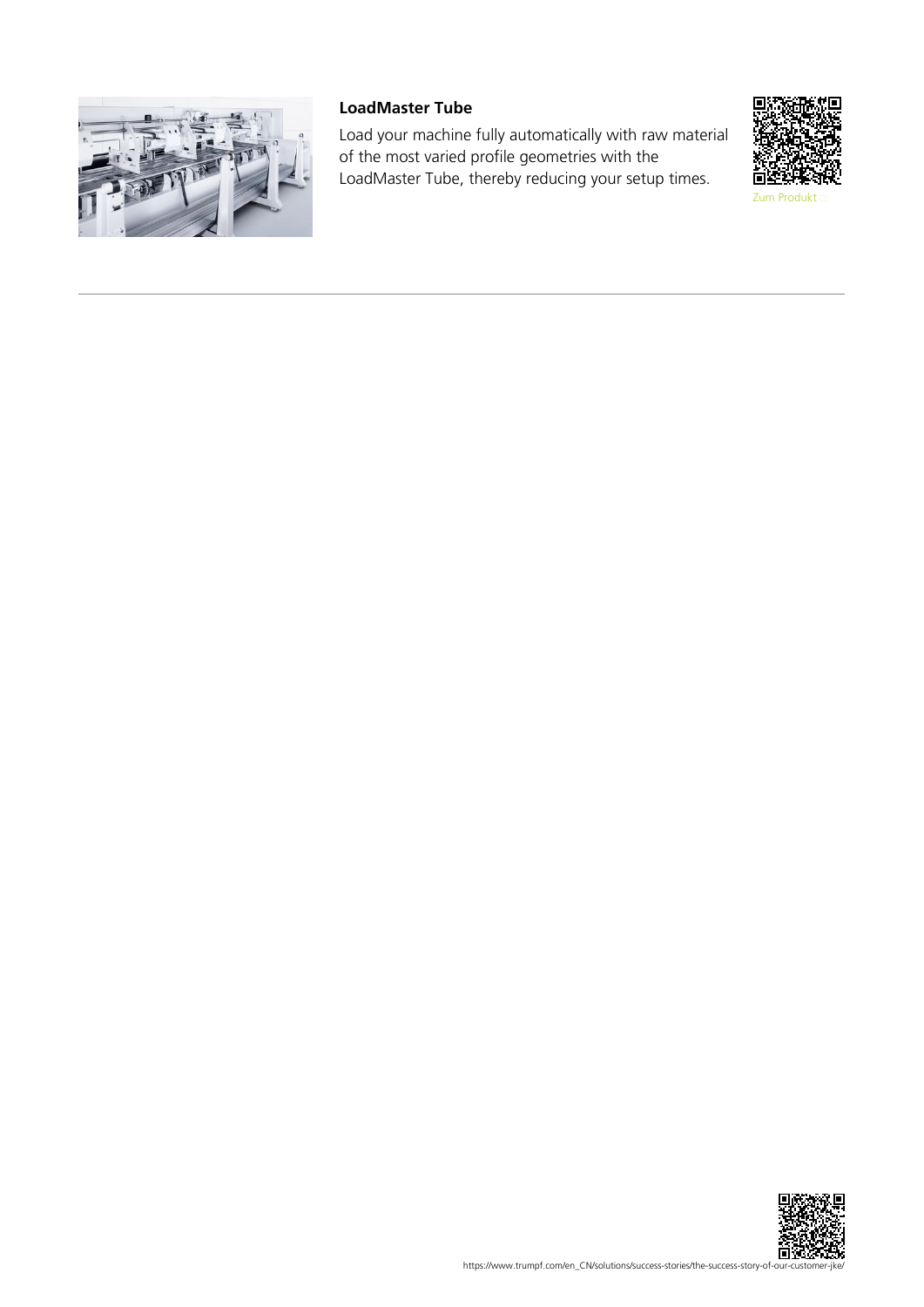### LoadMaster Tube

Load your machine fully automatically with raw material of the most varied profile geometries with the LoadMaster Tube, thereby reducing your setup times.

Zum Produkt

---

https://www.trumpf.com/en_CN/solutions/success-stories/the-success-story-of-our-customer-jke/